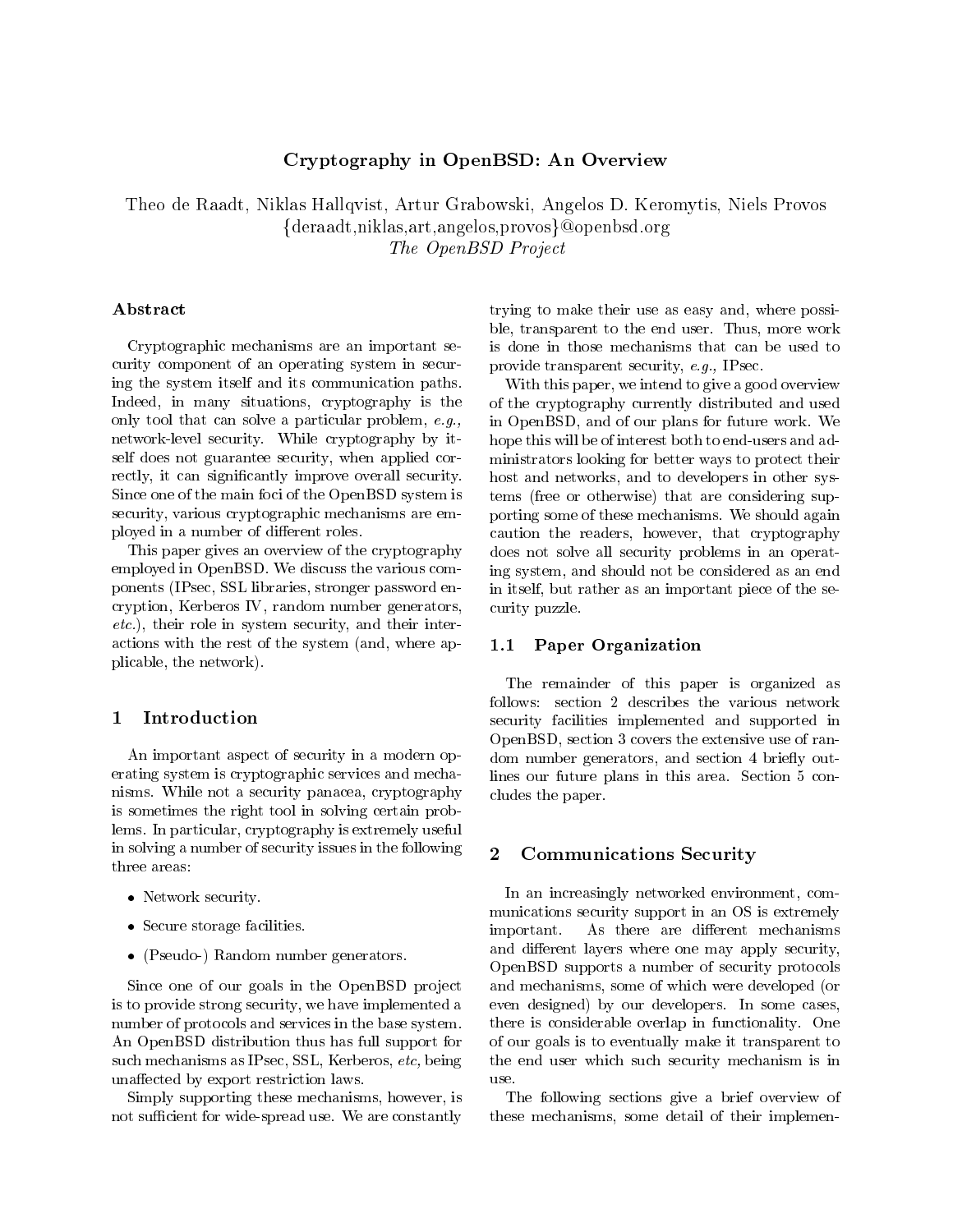# Cryptography in OpenBSD: An Overview

Theo de Raadt, Niklas Hallqvist, Artur Grabowski, Angelos D. Keromytis, Niels Provos
{deraadt,niklas,art,angelos,provos}@openbsd.org
*The OpenBSD Project*

## Abstract

Cryptographic mechanisms are an important security component of an operating system in securing the system itself and its communication paths. Indeed, in many situations, cryptography is the only tool that can solve a particular problem, *e.g.,* network-level security. While cryptography by itself does not guarantee security, when applied correctly, it can significantly improve overall security. Since one of the main foci of the OpenBSD system is security, various cryptographic mechanisms are employed in a number of different roles.

This paper gives an overview of the cryptography employed in OpenBSD. We discuss the various components (IPsec, SSL libraries, stronger password encryption, Kerberos IV, random number generators, *etc.*), their role in system security, and their interactions with the rest of the system (and, where applicable, the network).

## 1 Introduction

An important aspect of security in a modern operating system is cryptographic services and mechanisms. While not a security panacea, cryptography is sometimes the right tool in solving certain problems. In particular, cryptography is extremely useful in solving a number of security issues in the following three areas:

- Network security.
- Secure storage facilities.
- (Pseudo-) Random number generators.

Since one of our goals in the OpenBSD project is to provide strong security, we have implemented a number of protocols and services in the base system. An OpenBSD distribution thus has full support for such mechanisms as IPsec, SSL, Kerberos, *etc,* being unaffected by export restriction laws.

Simply supporting these mechanisms, however, is not sufficient for wide-spread use. We are constantly trying to make their use as easy and, where possible, transparent to the end user. Thus, more work is done in those mechanisms that can be used to provide transparent security, *e.g.,* IPsec.

With this paper, we intend to give a good overview of the cryptography currently distributed and used in OpenBSD, and of our plans for future work. We hope this will be of interest both to end-users and administrators looking for better ways to protect their host and networks, and to developers in other systems (free or otherwise) that are considering supporting some of these mechanisms. We should again caution the readers, however, that cryptography does not solve all security problems in an operating system, and should not be considered as an end in itself, but rather as an important piece of the security puzzle.

### 1.1 Paper Organization

The remainder of this paper is organized as follows: section 2 describes the various network security facilities implemented and supported in OpenBSD, section 3 covers the extensive use of random number generators, and section 4 briefly outlines our future plans in this area. Section 5 concludes the paper.

## 2 Communications Security

In an increasingly networked environment, communications security support in an OS is extremely important. As there are different mechanisms and different layers where one may apply security, OpenBSD supports a number of security protocols and mechanisms, some of which were developed (or even designed) by our developers. In some cases, there is considerable overlap in functionality. One of our goals is to eventually make it transparent to the end user which such security mechanism is in use.

The following sections give a brief overview of these mechanisms, some detail of their implemen-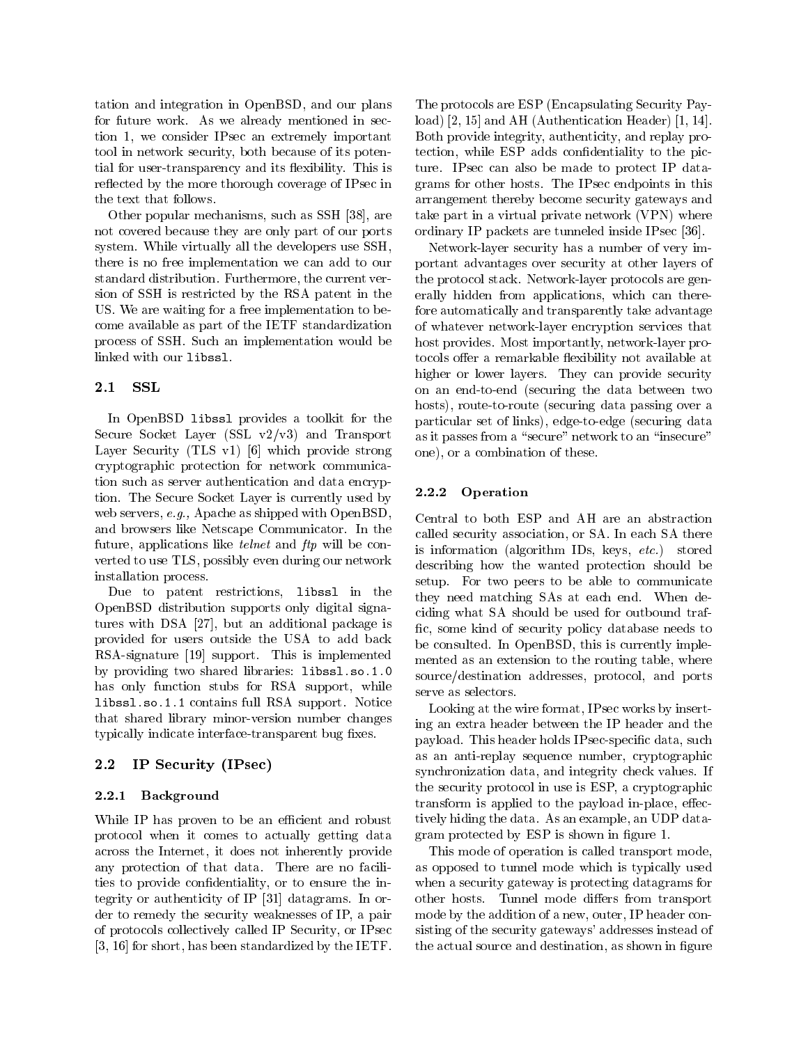tation and integration in OpenBSD, and our plans for future work. As we already mentioned in section 1, we consider IPsec an extremely important tool in network security, both because of its potential for user-transparency and its flexibility. This is reflected by the more thorough coverage of IPsec in the text that follows.

Other popular mechanisms, such as SSH [38], are not covered because they are only part of our ports system. While virtually all the developers use SSH, there is no free implementation we can add to our standard distribution. Furthermore, the current version of SSH is restricted by the RSA patent in the US. We are waiting for a free implementation to become available as part of the IETF standardization process of SSH. Such an implementation would be linked with our `libssl`.

### 2.1 SSL

In OpenBSD `libssl` provides a toolkit for the Secure Socket Layer (SSL v2/v3) and Transport Layer Security (TLS v1) [6] which provide strong cryptographic protection for network communication such as server authentication and data encryption. The Secure Socket Layer is currently used by web servers, *e.g.,* Apache as shipped with OpenBSD, and browsers like Netscape Communicator. In the future, applications like *telnet* and *ftp* will be converted to use TLS, possibly even during our network installation process.

Due to patent restrictions, `libssl` in the OpenBSD distribution supports only digital signatures with DSA [27], but an additional package is provided for users outside the USA to add back RSA-signature [19] support. This is implemented by providing two shared libraries: `libssl.so.1.0` has only function stubs for RSA support, while `libssl.so.1.1` contains full RSA support. Notice that shared library minor-version number changes typically indicate interface-transparent bug fixes.

### 2.2 IP Security (IPsec)

#### 2.2.1 Background

While IP has proven to be an efficient and robust protocol when it comes to actually getting data across the Internet, it does not inherently provide any protection of that data. There are no facilities to provide confidentiality, or to ensure the integrity or authenticity of IP [31] datagrams. In order to remedy the security weaknesses of IP, a pair of protocols collectively called IP Security, or IPsec [3, 16] for short, has been standardized by the IETF. The protocols are ESP (Encapsulating Security Payload) [2, 15] and AH (Authentication Header) [1, 14]. Both provide integrity, authenticity, and replay protection, while ESP adds confidentiality to the picture. IPsec can also be made to protect IP datagrams for other hosts. The IPsec endpoints in this arrangement thereby become security gateways and take part in a virtual private network (VPN) where ordinary IP packets are tunneled inside IPsec [36].

Network-layer security has a number of very important advantages over security at other layers of the protocol stack. Network-layer protocols are generally hidden from applications, which can therefore automatically and transparently take advantage of whatever network-layer encryption services that host provides. Most importantly, network-layer protocols offer a remarkable flexibility not available at higher or lower layers. They can provide security on an end-to-end (securing the data between two hosts), route-to-route (securing data passing over a particular set of links), edge-to-edge (securing data as it passes from a "secure" network to an "insecure" one), or a combination of these.

#### 2.2.2 Operation

Central to both ESP and AH are an abstraction called security association, or SA. In each SA there is information (algorithm IDs, keys, *etc.*) stored describing how the wanted protection should be setup. For two peers to be able to communicate they need matching SAs at each end. When deciding what SA should be used for outbound traffic, some kind of security policy database needs to be consulted. In OpenBSD, this is currently implemented as an extension to the routing table, where source/destination addresses, protocol, and ports serve as selectors.

Looking at the wire format, IPsec works by inserting an extra header between the IP header and the payload. This header holds IPsec-specific data, such as an anti-replay sequence number, cryptographic synchronization data, and integrity check values. If the security protocol in use is ESP, a cryptographic transform is applied to the payload in-place, effectively hiding the data. As an example, an UDP datagram protected by ESP is shown in figure 1.

This mode of operation is called transport mode, as opposed to tunnel mode which is typically used when a security gateway is protecting datagrams for other hosts. Tunnel mode differs from transport mode by the addition of a new, outer, IP header consisting of the security gateways' addresses instead of the actual source and destination, as shown in figure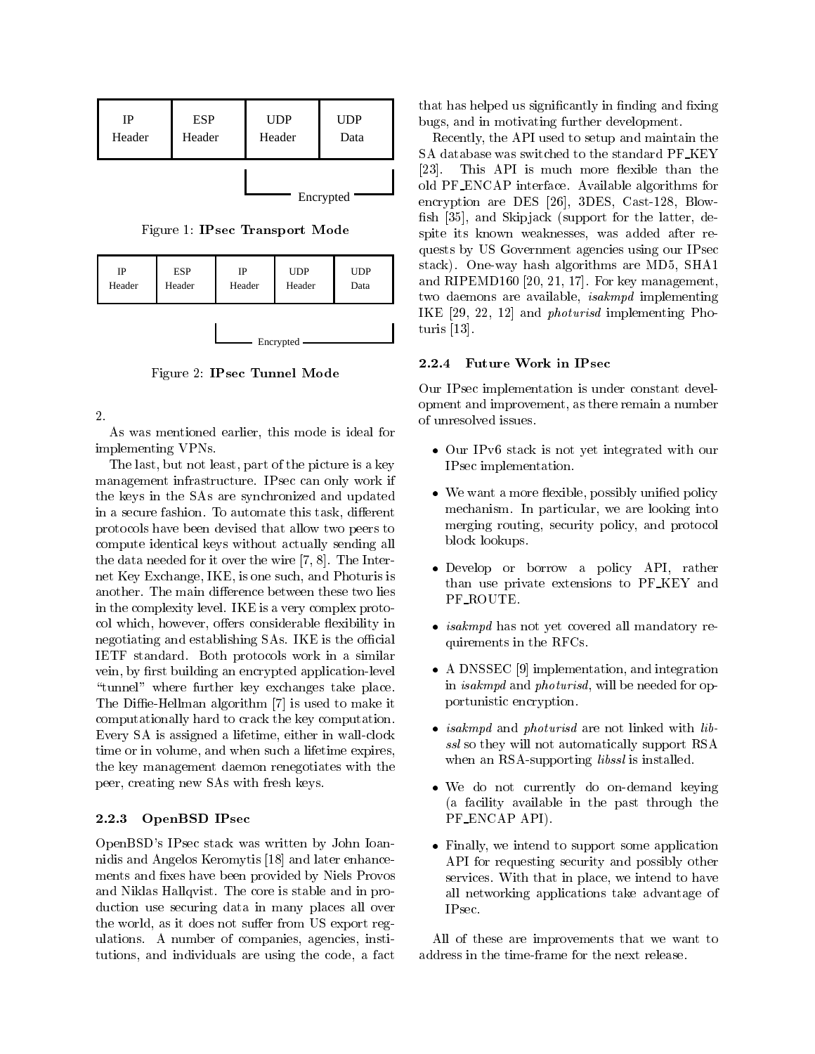| IP Header | ESP Header | UDP Header | UDP Data |
|---|---|---|---|
| | | Encrypted | Encrypted |

Figure 1: **IPsec Transport Mode**

| IP Header | ESP Header | IP Header | UDP Header | UDP Data |
|---|---|---|---|---|
| | | Encrypted | Encrypted | Encrypted |

Figure 2: **IPsec Tunnel Mode**

2.

As was mentioned earlier, this mode is ideal for implementing VPNs.

The last, but not least, part of the picture is a key management infrastructure. IPsec can only work if the keys in the SAs are synchronized and updated in a secure fashion. To automate this task, different protocols have been devised that allow two peers to compute identical keys without actually sending all the data needed for it over the wire [7, 8]. The Internet Key Exchange, IKE, is one such, and Photuris is another. The main difference between these two lies in the complexity level. IKE is a very complex protocol which, however, offers considerable flexibility in negotiating and establishing SAs. IKE is the official IETF standard. Both protocols work in a similar vein, by first building an encrypted application-level "tunnel" where further key exchanges take place. The Diffie-Hellman algorithm [7] is used to make it computationally hard to crack the key computation. Every SA is assigned a lifetime, either in wall-clock time or in volume, and when such a lifetime expires, the key management daemon renegotiates with the peer, creating new SAs with fresh keys.

### 2.2.3 OpenBSD IPsec

OpenBSD's IPsec stack was written by John Ioannidis and Angelos Keromytis [18] and later enhancements and fixes have been provided by Niels Provos and Niklas Hallqvist. The core is stable and in production use securing data in many places all over the world, as it does not suffer from US export regulations. A number of companies, agencies, institutions, and individuals are using the code, a fact that has helped us significantly in finding and fixing bugs, and in motivating further development.

Recently, the API used to setup and maintain the SA database was switched to the standard PF_KEY [23]. This API is much more flexible than the old PF_ENCAP interface. Available algorithms for encryption are DES [26], 3DES, Cast-128, Blowfish [35], and Skipjack (support for the latter, despite its known weaknesses, was added after requests by US Government agencies using our IPsec stack). One-way hash algorithms are MD5, SHA1 and RIPEMD160 [20, 21, 17]. For key management, two daemons are available, *isakmpd* implementing IKE [29, 22, 12] and *photurisd* implementing Photuris [13].

### 2.2.4 Future Work in IPsec

Our IPsec implementation is under constant development and improvement, as there remain a number of unresolved issues.

- Our IPv6 stack is not yet integrated with our IPsec implementation.
- We want a more flexible, possibly unified policy mechanism. In particular, we are looking into merging routing, security policy, and protocol block lookups.
- Develop or borrow a policy API, rather than use private extensions to PF_KEY and PF_ROUTE.
- *isakmpd* has not yet covered all mandatory requirements in the RFCs.
- A DNSSEC [9] implementation, and integration in *isakmpd* and *photurisd*, will be needed for opportunistic encryption.
- *isakmpd* and *photurisd* are not linked with *libssl* so they will not automatically support RSA when an RSA-supporting *libssl* is installed.
- We do not currently do on-demand keying (a facility available in the past through the PF_ENCAP API).
- Finally, we intend to support some application API for requesting security and possibly other services. With that in place, we intend to have all networking applications take advantage of IPsec.

All of these are improvements that we want to address in the time-frame for the next release.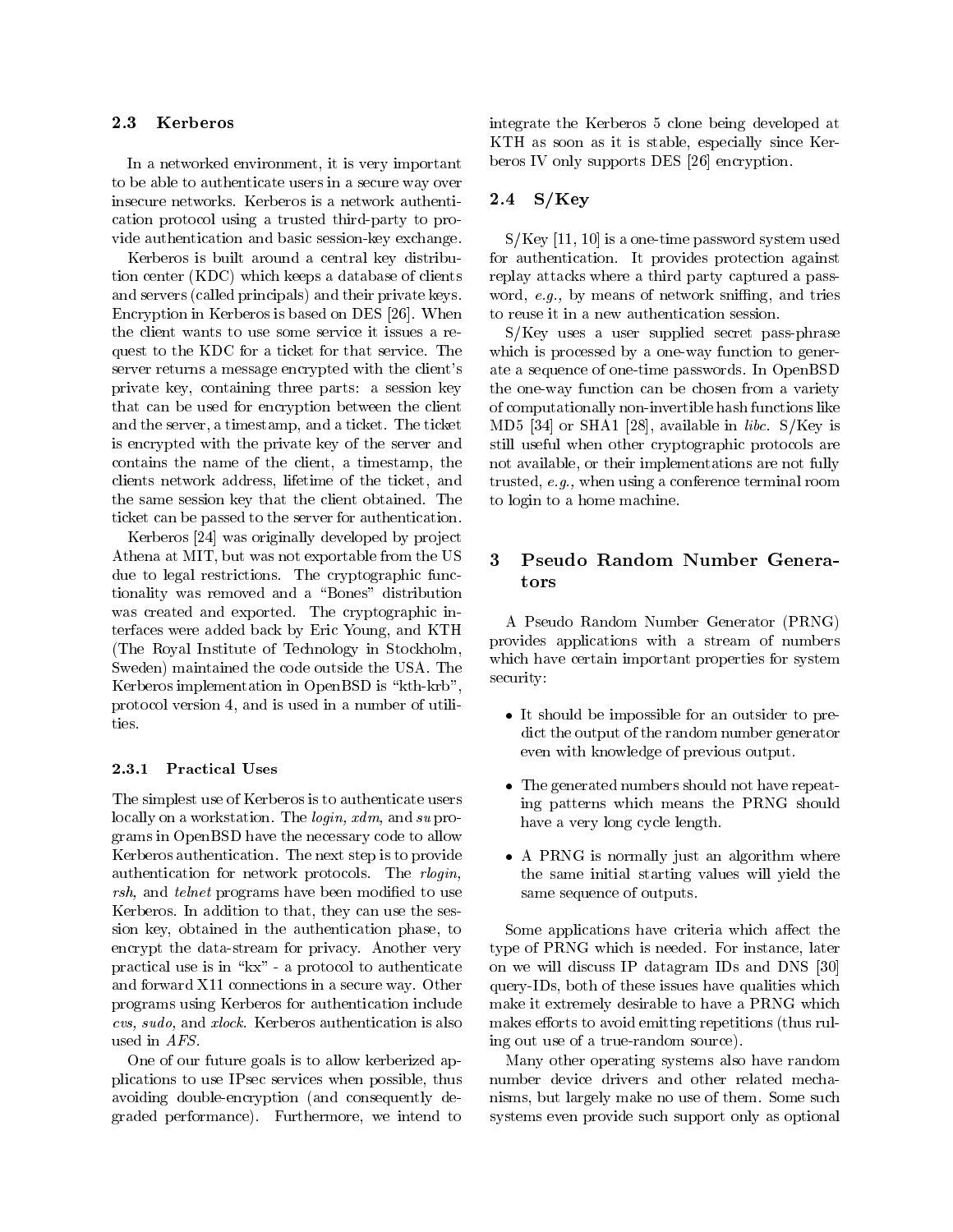### 2.3 Kerberos

In a networked environment, it is very important to be able to authenticate users in a secure way over insecure networks. Kerberos is a network authentication protocol using a trusted third-party to provide authentication and basic session-key exchange.

Kerberos is built around a central key distribution center (KDC) which keeps a database of clients and servers (called principals) and their private keys. Encryption in Kerberos is based on DES [26]. When the client wants to use some service it issues a request to the KDC for a ticket for that service. The server returns a message encrypted with the client's private key, containing three parts: a session key that can be used for encryption between the client and the server, a timestamp, and a ticket. The ticket is encrypted with the private key of the server and contains the name of the client, a timestamp, the clients network address, lifetime of the ticket, and the same session key that the client obtained. The ticket can be passed to the server for authentication.

Kerberos [24] was originally developed by project Athena at MIT, but was not exportable from the US due to legal restrictions. The cryptographic functionality was removed and a "Bones" distribution was created and exported. The cryptographic interfaces were added back by Eric Young, and KTH (The Royal Institute of Technology in Stockholm, Sweden) maintained the code outside the USA. The Kerberos implementation in OpenBSD is "kth-krb", protocol version 4, and is used in a number of utilities.

#### 2.3.1 Practical Uses

The simplest use of Kerberos is to authenticate users locally on a workstation. The *login, xdm,* and *su* programs in OpenBSD have the necessary code to allow Kerberos authentication. The next step is to provide authentication for network protocols. The *rlogin, rsh,* and *telnet* programs have been modified to use Kerberos. In addition to that, they can use the session key, obtained in the authentication phase, to encrypt the data-stream for privacy. Another very practical use is in "kx" - a protocol to authenticate and forward X11 connections in a secure way. Other programs using Kerberos for authentication include *cvs, sudo,* and *xlock*. Kerberos authentication is also used in *AFS*.

One of our future goals is to allow kerberized applications to use IPsec services when possible, thus avoiding double-encryption (and consequently degraded performance). Furthermore, we intend to integrate the Kerberos 5 clone being developed at KTH as soon as it is stable, especially since Kerberos IV only supports DES [26] encryption.

### 2.4 S/Key

S/Key [11, 10] is a one-time password system used for authentication. It provides protection against replay attacks where a third party captured a password, *e.g.,* by means of network sniffing, and tries to reuse it in a new authentication session.

S/Key uses a user supplied secret pass-phrase which is processed by a one-way function to generate a sequence of one-time passwords. In OpenBSD the one-way function can be chosen from a variety of computationally non-invertible hash functions like MD5 [34] or SHA1 [28], available in *libc*. S/Key is still useful when other cryptographic protocols are not available, or their implementations are not fully trusted, *e.g.,* when using a conference terminal room to login to a home machine.

## 3 Pseudo Random Number Generators

A Pseudo Random Number Generator (PRNG) provides applications with a stream of numbers which have certain important properties for system security:

- It should be impossible for an outsider to predict the output of the random number generator even with knowledge of previous output.
- The generated numbers should not have repeating patterns which means the PRNG should have a very long cycle length.
- A PRNG is normally just an algorithm where the same initial starting values will yield the same sequence of outputs.

Some applications have criteria which affect the type of PRNG which is needed. For instance, later on we will discuss IP datagram IDs and DNS [30] query-IDs, both of these issues have qualities which make it extremely desirable to have a PRNG which makes efforts to avoid emitting repetitions (thus ruling out use of a true-random source).

Many other operating systems also have random number device drivers and other related mechanisms, but largely make no use of them. Some such systems even provide such support only as optional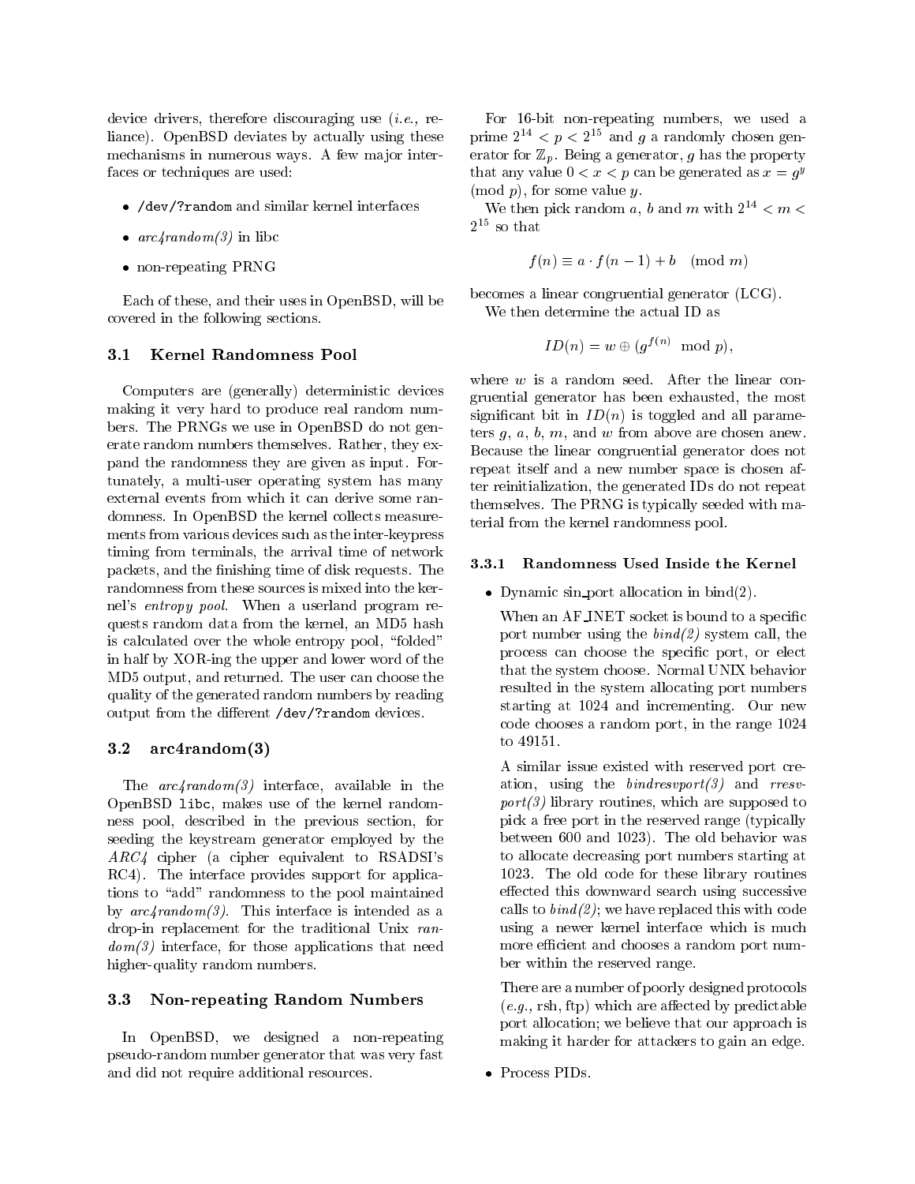device drivers, therefore discouraging use (*i.e.,* reliance). OpenBSD deviates by actually using these mechanisms in numerous ways. A few major interfaces or techniques are used:

- `/dev/?random` and similar kernel interfaces
- *arc4random(3)* in libc
- non-repeating PRNG

Each of these, and their uses in OpenBSD, will be covered in the following sections.

### 3.1 Kernel Randomness Pool

Computers are (generally) deterministic devices making it very hard to produce real random numbers. The PRNGs we use in OpenBSD do not generate random numbers themselves. Rather, they expand the randomness they are given as input. Fortunately, a multi-user operating system has many external events from which it can derive some randomness. In OpenBSD the kernel collects measurements from various devices such as the inter-keypress timing from terminals, the arrival time of network packets, and the finishing time of disk requests. The randomness from these sources is mixed into the kernel's *entropy pool*. When a userland program requests random data from the kernel, an MD5 hash is calculated over the whole entropy pool, "folded" in half by XOR-ing the upper and lower word of the MD5 output, and returned. The user can choose the quality of the generated random numbers by reading output from the different `/dev/?random` devices.

### 3.2 arc4random(3)

The *arc4random(3)* interface, available in the OpenBSD `libc`, makes use of the kernel randomness pool, described in the previous section, for seeding the keystream generator employed by the *ARC4* cipher (a cipher equivalent to RSADSI's RC4). The interface provides support for applications to "add" randomness to the pool maintained by *arc4random(3)*. This interface is intended as a drop-in replacement for the traditional Unix *random(3)* interface, for those applications that need higher-quality random numbers.

### 3.3 Non-repeating Random Numbers

In OpenBSD, we designed a non-repeating pseudo-random number generator that was very fast and did not require additional resources.

For 16-bit non-repeating numbers, we used a prime $2^{14} < p < 2^{15}$ and $g$ a randomly chosen generator for $\mathbb{Z}_p$. Being a generator, $g$ has the property that any value $0 < x < p$ can be generated as $x = g^y \pmod{p}$, for some value $y$.

We then pick random $a$, $b$ and $m$ with $2^{14} < m < 2^{15}$ so that

$$f(n) \equiv a \cdot f(n-1) + b \pmod{m}$$

becomes a linear congruential generator (LCG).

We then determine the actual ID as

$$ID(n) = w \oplus (g^{f(n)} \mod p),$$

where $w$ is a random seed. After the linear congruential generator has been exhausted, the most significant bit in $ID(n)$ is toggled and all parameters $g$, $a$, $b$, $m$, and $w$ from above are chosen anew. Because the linear congruential generator does not repeat itself and a new number space is chosen after reinitialization, the generated IDs do not repeat themselves. The PRNG is typically seeded with material from the kernel randomness pool.

#### 3.3.1 Randomness Used Inside the Kernel

- Dynamic sin_port allocation in bind(2).

  When an AF_INET socket is bound to a specific port number using the *bind(2)* system call, the process can choose the specific port, or elect that the system choose. Normal UNIX behavior resulted in the system allocating port numbers starting at 1024 and incrementing. Our new code chooses a random port, in the range 1024 to 49151.

  A similar issue existed with reserved port creation, using the *bindresvport(3)* and *rresvport(3)* library routines, which are supposed to pick a free port in the reserved range (typically between 600 and 1023). The old behavior was to allocate decreasing port numbers starting at 1023. The old code for these library routines effected this downward search using successive calls to *bind(2)*; we have replaced this with code using a newer kernel interface which is much more efficient and chooses a random port number within the reserved range.

  There are a number of poorly designed protocols (*e.g.,* rsh, ftp) which are affected by predictable port allocation; we believe that our approach is making it harder for attackers to gain an edge.

- Process PIDs.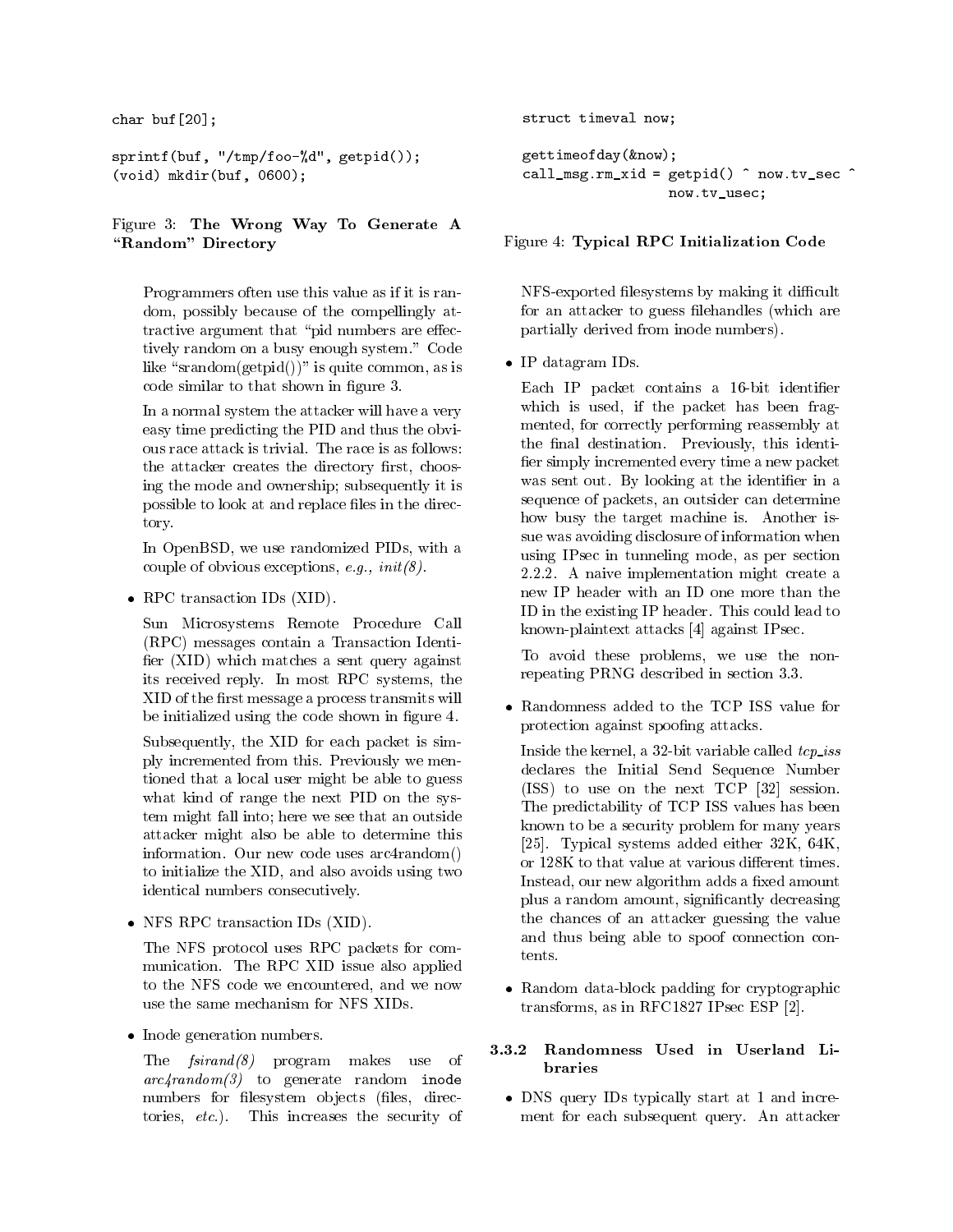```
char buf[20];

sprintf(buf, "/tmp/foo-%d", getpid());
(void) mkdir(buf, 0600);
```

Figure 3: **The Wrong Way To Generate A "Random" Directory**

Programmers often use this value as if it is random, possibly because of the compellingly attractive argument that "pid numbers are effectively random on a busy enough system." Code like "srandom(getpid())" is quite common, as is code similar to that shown in figure 3.

In a normal system the attacker will have a very easy time predicting the PID and thus the obvious race attack is trivial. The race is as follows: the attacker creates the directory first, choosing the mode and ownership; subsequently it is possible to look at and replace files in the directory.

In OpenBSD, we use randomized PIDs, with a couple of obvious exceptions, *e.g., init(8)*.

- RPC transaction IDs (XID).

  Sun Microsystems Remote Procedure Call (RPC) messages contain a Transaction Identifier (XID) which matches a sent query against its received reply. In most RPC systems, the XID of the first message a process transmits will be initialized using the code shown in figure 4.

  Subsequently, the XID for each packet is simply incremented from this. Previously we mentioned that a local user might be able to guess what kind of range the next PID on the system might fall into; here we see that an outside attacker might also be able to determine this information. Our new code uses arc4random() to initialize the XID, and also avoids using two identical numbers consecutively.

- NFS RPC transaction IDs (XID).

  The NFS protocol uses RPC packets for communication. The RPC XID issue also applied to the NFS code we encountered, and we now use the same mechanism for NFS XIDs.

- Inode generation numbers.

  The *fsirand(8)* program makes use of *arc4random(3)* to generate random `inode` numbers for filesystem objects (files, directories, *etc.*). This increases the security of NFS-exported filesystems by making it difficult for an attacker to guess filehandles (which are partially derived from inode numbers).

```
struct timeval now;

gettimeofday(&now);
call_msg.rm_xid = getpid() ^ now.tv_sec ^
                  now.tv_usec;
```

Figure 4: **Typical RPC Initialization Code**

- IP datagram IDs.

  Each IP packet contains a 16-bit identifier which is used, if the packet has been fragmented, for correctly performing reassembly at the final destination. Previously, this identifier simply incremented every time a new packet was sent out. By looking at the identifier in a sequence of packets, an outsider can determine how busy the target machine is. Another issue was avoiding disclosure of information when using IPsec in tunneling mode, as per section 2.2.2. A naive implementation might create a new IP header with an ID one more than the ID in the existing IP header. This could lead to known-plaintext attacks [4] against IPsec.

  To avoid these problems, we use the non-repeating PRNG described in section 3.3.

- Randomness added to the TCP ISS value for protection against spoofing attacks.

  Inside the kernel, a 32-bit variable called *tcp_iss* declares the Initial Send Sequence Number (ISS) to use on the next TCP [32] session. The predictability of TCP ISS values has been known to be a security problem for many years [25]. Typical systems added either 32K, 64K, or 128K to that value at various different times. Instead, our new algorithm adds a fixed amount plus a random amount, significantly decreasing the chances of an attacker guessing the value and thus being able to spoof connection contents.

- Random data-block padding for cryptographic transforms, as in RFC1827 IPsec ESP [2].

### 3.3.2 Randomness Used in Userland Libraries

- DNS query IDs typically start at 1 and increment for each subsequent query. An attacker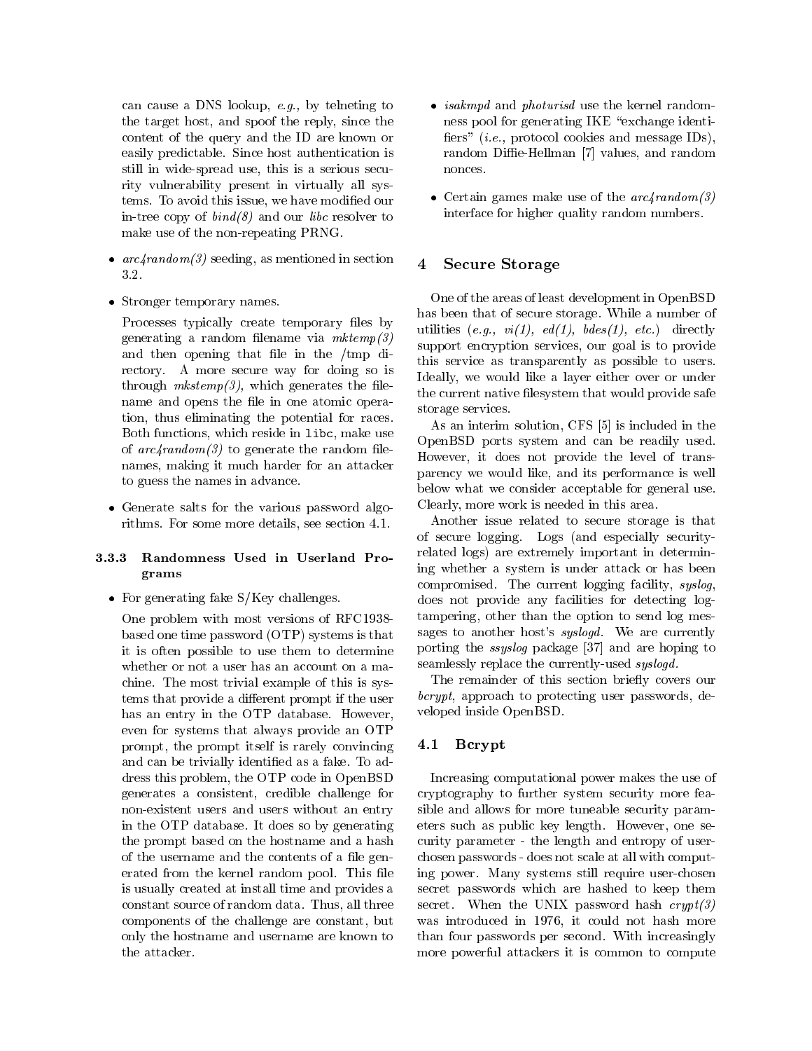can cause a DNS lookup, *e.g.,* by telneting to the target host, and spoof the reply, since the content of the query and the ID are known or easily predictable. Since host authentication is still in wide-spread use, this is a serious security vulnerability present in virtually all systems. To avoid this issue, we have modified our in-tree copy of *bind(8)* and our *libc* resolver to make use of the non-repeating PRNG.

- *arc4random(3)* seeding, as mentioned in section 3.2.

- Stronger temporary names.

  Processes typically create temporary files by generating a random filename via *mktemp(3)* and then opening that file in the /tmp directory. A more secure way for doing so is through *mkstemp(3)*, which generates the filename and opens the file in one atomic operation, thus eliminating the potential for races. Both functions, which reside in `libc`, make use of *arc4random(3)* to generate the random filenames, making it much harder for an attacker to guess the names in advance.

- Generate salts for the various password algorithms. For some more details, see section 4.1.

#### 3.3.3 Randomness Used in Userland Programs

- For generating fake S/Key challenges.

  One problem with most versions of RFC1938-based one time password (OTP) systems is that it is often possible to use them to determine whether or not a user has an account on a machine. The most trivial example of this is systems that provide a different prompt if the user has an entry in the OTP database. However, even for systems that always provide an OTP prompt, the prompt itself is rarely convincing and can be trivially identified as a fake. To address this problem, the OTP code in OpenBSD generates a consistent, credible challenge for non-existent users and users without an entry in the OTP database. It does so by generating the prompt based on the hostname and a hash of the username and the contents of a file generated from the kernel random pool. This file is usually created at install time and provides a constant source of random data. Thus, all three components of the challenge are constant, but only the hostname and username are known to the attacker.

- *isakmpd* and *photurisd* use the kernel randomness pool for generating IKE "exchange identifiers" (*i.e.,* protocol cookies and message IDs), random Diffie-Hellman [7] values, and random nonces.

- Certain games make use of the *arc4random(3)* interface for higher quality random numbers.

## 4 Secure Storage

One of the areas of least development in OpenBSD has been that of secure storage. While a number of utilities (*e.g., vi(1), ed(1), bdes(1), etc.*) directly support encryption services, our goal is to provide this service as transparently as possible to users. Ideally, we would like a layer either over or under the current native filesystem that would provide safe storage services.

As an interim solution, CFS [5] is included in the OpenBSD ports system and can be readily used. However, it does not provide the level of transparency we would like, and its performance is well below what we consider acceptable for general use. Clearly, more work is needed in this area.

Another issue related to secure storage is that of secure logging. Logs (and especially security-related logs) are extremely important in determining whether a system is under attack or has been compromised. The current logging facility, *syslog*, does not provide any facilities for detecting log-tampering, other than the option to send log messages to another host's *syslogd*. We are currently porting the *ssyslog* package [37] and are hoping to seamlessly replace the currently-used *syslogd*.

The remainder of this section briefly covers our *bcrypt*, approach to protecting user passwords, developed inside OpenBSD.

### 4.1 Bcrypt

Increasing computational power makes the use of cryptography to further system security more feasible and allows for more tuneable security parameters such as public key length. However, one security parameter - the length and entropy of user-chosen passwords - does not scale at all with computing power. Many systems still require user-chosen secret passwords which are hashed to keep them secret. When the UNIX password hash *crypt(3)* was introduced in 1976, it could not hash more than four passwords per second. With increasingly more powerful attackers it is common to compute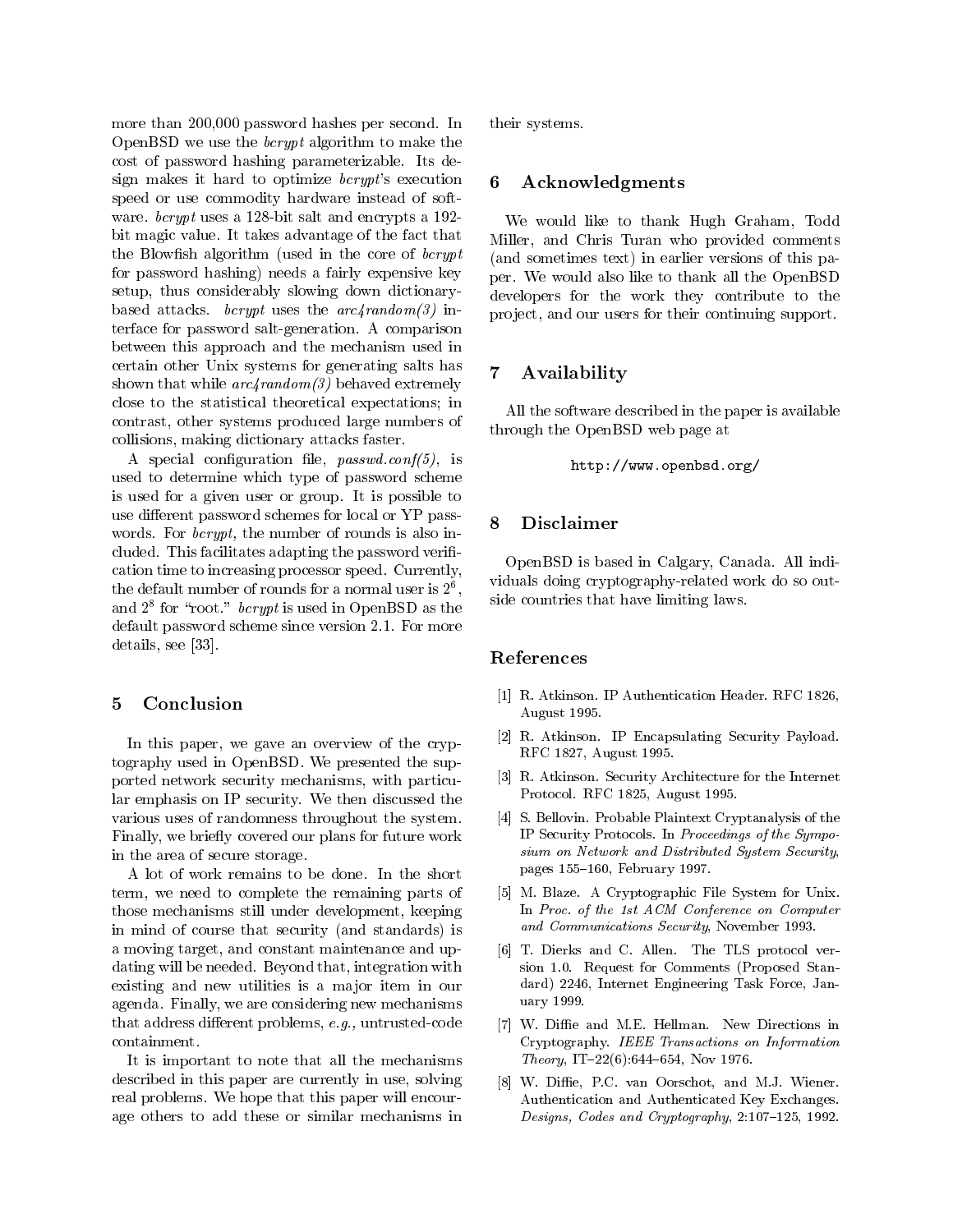more than 200,000 password hashes per second. In OpenBSD we use the *bcrypt* algorithm to make the cost of password hashing parameterizable. Its design makes it hard to optimize *bcrypt*'s execution speed or use commodity hardware instead of software. *bcrypt* uses a 128-bit salt and encrypts a 192-bit magic value. It takes advantage of the fact that the Blowfish algorithm (used in the core of *bcrypt* for password hashing) needs a fairly expensive key setup, thus considerably slowing down dictionary-based attacks. *bcrypt* uses the *arc4random(3)* interface for password salt-generation. A comparison between this approach and the mechanism used in certain other Unix systems for generating salts has shown that while *arc4random(3)* behaved extremely close to the statistical theoretical expectations; in contrast, other systems produced large numbers of collisions, making dictionary attacks faster.

A special configuration file, *passwd.conf(5)*, is used to determine which type of password scheme is used for a given user or group. It is possible to use different password schemes for local or YP passwords. For *bcrypt*, the number of rounds is also included. This facilitates adapting the password verification time to increasing processor speed. Currently, the default number of rounds for a normal user is $2^6$, and $2^8$ for "root." *bcrypt* is used in OpenBSD as the default password scheme since version 2.1. For more details, see [33].

## 5 Conclusion

In this paper, we gave an overview of the cryptography used in OpenBSD. We presented the supported network security mechanisms, with particular emphasis on IP security. We then discussed the various uses of randomness throughout the system. Finally, we briefly covered our plans for future work in the area of secure storage.

A lot of work remains to be done. In the short term, we need to complete the remaining parts of those mechanisms still under development, keeping in mind of course that security (and standards) is a moving target, and constant maintenance and updating will be needed. Beyond that, integration with existing and new utilities is a major item in our agenda. Finally, we are considering new mechanisms that address different problems, *e.g.,* untrusted-code containment.

It is important to note that all the mechanisms described in this paper are currently in use, solving real problems. We hope that this paper will encourage others to add these or similar mechanisms in their systems.

## 6 Acknowledgments

We would like to thank Hugh Graham, Todd Miller, and Chris Turan who provided comments (and sometimes text) in earlier versions of this paper. We would also like to thank all the OpenBSD developers for the work they contribute to the project, and our users for their continuing support.

## 7 Availability

All the software described in the paper is available through the OpenBSD web page at

```
http://www.openbsd.org/
```

## 8 Disclaimer

OpenBSD is based in Calgary, Canada. All individuals doing cryptography-related work do so outside countries that have limiting laws.

## References

[1] R. Atkinson. IP Authentication Header. RFC 1826, August 1995.

[2] R. Atkinson. IP Encapsulating Security Payload. RFC 1827, August 1995.

[3] R. Atkinson. Security Architecture for the Internet Protocol. RFC 1825, August 1995.

[4] S. Bellovin. Probable Plaintext Cryptanalysis of the IP Security Protocols. In *Proceedings of the Symposium on Network and Distributed System Security*, pages 155–160, February 1997.

[5] M. Blaze. A Cryptographic File System for Unix. In *Proc. of the 1st ACM Conference on Computer and Communications Security*, November 1993.

[6] T. Dierks and C. Allen. The TLS protocol version 1.0. Request for Comments (Proposed Standard) 2246, Internet Engineering Task Force, January 1999.

[7] W. Diffie and M.E. Hellman. New Directions in Cryptography. *IEEE Transactions on Information Theory*, IT–22(6):644–654, Nov 1976.

[8] W. Diffie, P.C. van Oorschot, and M.J. Wiener. Authentication and Authenticated Key Exchanges. *Designs, Codes and Cryptography*, 2:107–125, 1992.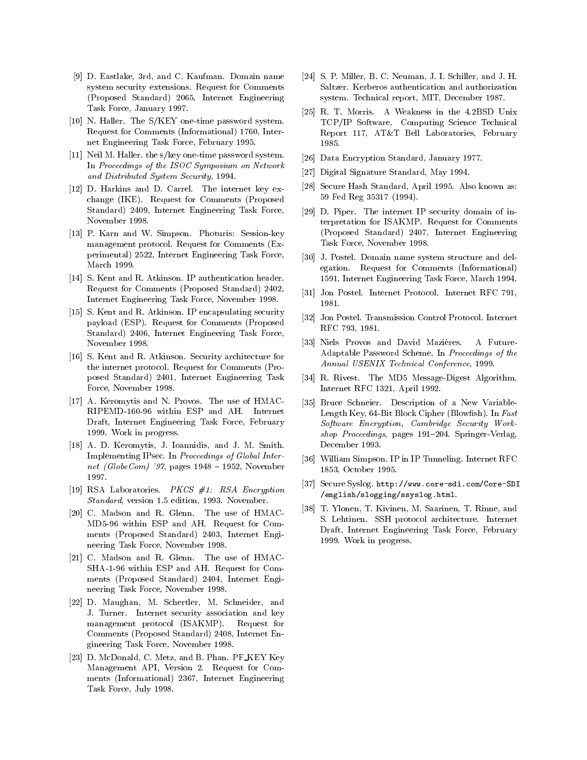[9] D. Eastlake, 3rd, and C. Kaufman. Domain name system security extensions. Request for Comments (Proposed Standard) 2065, Internet Engineering Task Force, January 1997.

[10] N. Haller. The S/KEY one-time password system. Request for Comments (Informational) 1760, Internet Engineering Task Force, February 1995.

[11] Neil M. Haller. the s/key one-time password system. In *Proceedings of the ISOC Symposium on Network and Distributed System Security*, 1994.

[12] D. Harkins and D. Carrel. The internet key exchange (IKE). Request for Comments (Proposed Standard) 2409, Internet Engineering Task Force, November 1998.

[13] P. Karn and W. Simpson. Photuris: Session-key management protocol. Request for Comments (Experimental) 2522, Internet Engineering Task Force, March 1999.

[14] S. Kent and R. Atkinson. IP authentication header. Request for Comments (Proposed Standard) 2402, Internet Engineering Task Force, November 1998.

[15] S. Kent and R. Atkinson. IP encapsulating security payload (ESP). Request for Comments (Proposed Standard) 2406, Internet Engineering Task Force, November 1998.

[16] S. Kent and R. Atkinson. Security architecture for the internet protocol. Request for Comments (Proposed Standard) 2401, Internet Engineering Task Force, November 1998.

[17] A. Keromytis and N. Provos. The use of HMAC-RIPEMD-160-96 within ESP and AH. Internet Draft, Internet Engineering Task Force, February 1999. Work in progress.

[18] A. D. Keromytis, J. Ioannidis, and J. M. Smith. Implementing IPsec. In *Proceedings of Global Internet (GlobeCom) '97*, pages 1948 – 1952, November 1997.

[19] RSA Laboratories. *PKCS #1: RSA Encryption Standard*, version 1.5 edition, 1993. November.

[20] C. Madson and R. Glenn. The use of HMAC-MD5-96 within ESP and AH. Request for Comments (Proposed Standard) 2403, Internet Engineering Task Force, November 1998.

[21] C. Madson and R. Glenn. The use of HMAC-SHA-1-96 within ESP and AH. Request for Comments (Proposed Standard) 2404, Internet Engineering Task Force, November 1998.

[22] D. Maughan, M. Schertler, M. Schneider, and J. Turner. Internet security association and key management protocol (ISAKMP). Request for Comments (Proposed Standard) 2408, Internet Engineering Task Force, November 1998.

[23] D. McDonald, C. Metz, and B. Phan. PF_KEY Key Management API, Version 2. Request for Comments (Informational) 2367, Internet Engineering Task Force, July 1998.

[24] S. P. Miller, B. C. Neuman, J. I. Schiller, and J. H. Saltzer. Kerberos authentication and authorization system. Technical report, MIT, December 1987.

[25] R. T. Morris. A Weakness in the 4.2BSD Unix TCP/IP Software. Computing Science Technical Report 117, AT&T Bell Laboratories, February 1985.

[26] Data Encryption Standard, January 1977.

[27] Digital Signature Standard, May 1994.

[28] Secure Hash Standard, April 1995. Also known as: 59 Fed Reg 35317 (1994).

[29] D. Piper. The internet IP security domain of interpretation for ISAKMP. Request for Comments (Proposed Standard) 2407, Internet Engineering Task Force, November 1998.

[30] J. Postel. Domain name system structure and delegation. Request for Comments (Informational) 1591, Internet Engineering Task Force, March 1994.

[31] Jon Postel. Internet Protocol. Internet RFC 791, 1981.

[32] Jon Postel. Transmission Control Protocol. Internet RFC 793, 1981.

[33] Niels Provos and David Mazières. A Future-Adaptable Password Scheme. In *Proceedings of the Annual USENIX Technical Conference*, 1999.

[34] R. Rivest. The MD5 Message-Digest Algorithm. Internet RFC 1321, April 1992.

[35] Bruce Schneier. Description of a New Variable-Length Key, 64-Bit Block Cipher (Blowfish). In *Fast Software Encryption, Cambridge Security Workshop Proceedings*, pages 191–204. Springer-Verlag, December 1993.

[36] William Simpson. IP in IP Tunneling. Internet RFC 1853, October 1995.

[37] Secure Syslog. `http://www.core-sdi.com/Core-SDI/english/slogging/ssyslog.html`.

[38] T. Ylonen, T. Kivinen, M. Saarinen, T. Rinne, and S. Lehtinen. SSH protocol architecture. Internet Draft, Internet Engineering Task Force, February 1999. Work in progress.